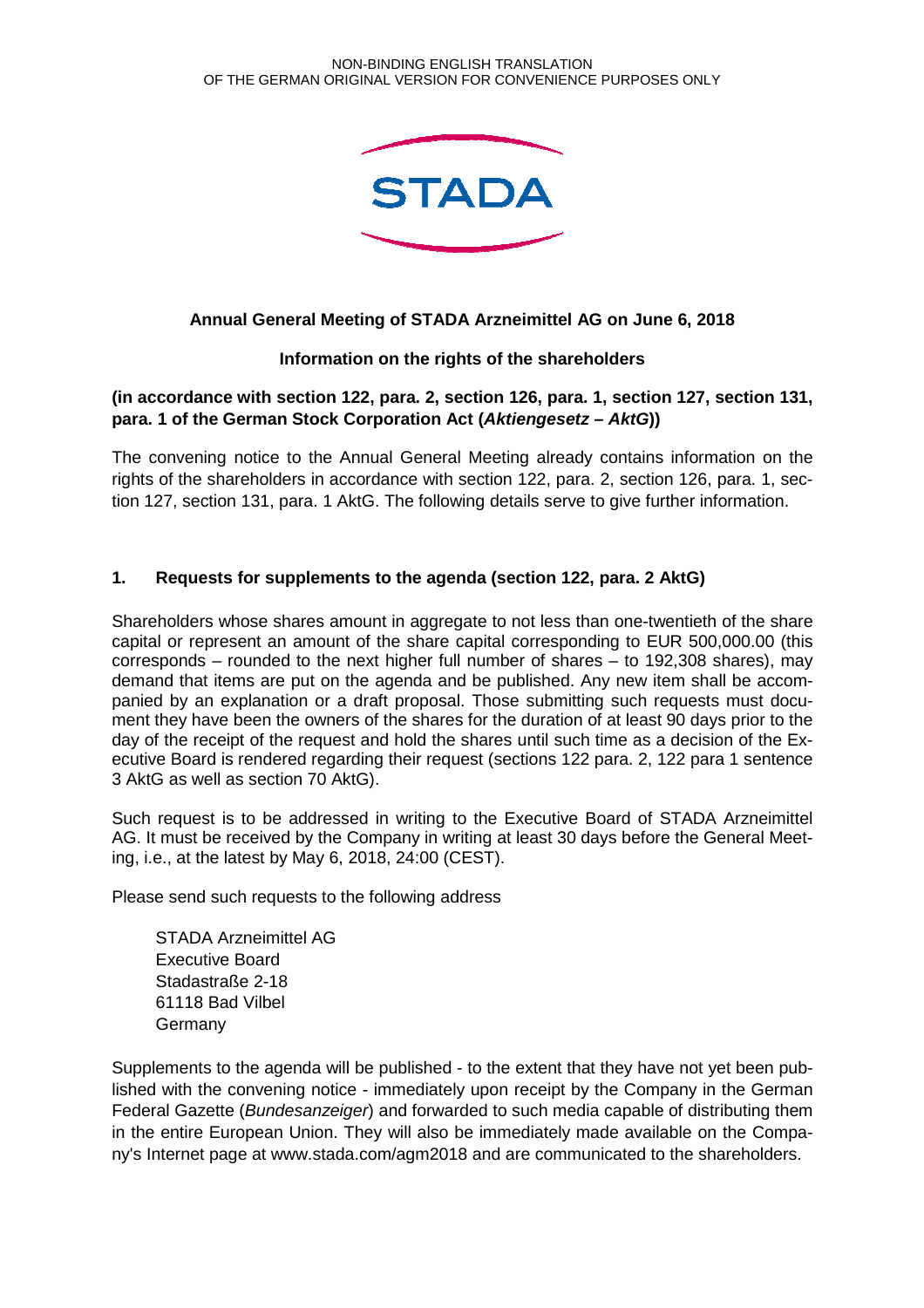NON-BINDING ENGLISH TRANSLATION
OF THE GERMAN ORIGINAL VERSION FOR CONVENIENCE PURPOSES ONLY

STADA

**Annual General Meeting of STADA Arzneimittel AG on June 6, 2018**

**Information on the rights of the shareholders**

**(in accordance with section 122, para. 2, section 126, para. 1, section 127, section 131, para. 1 of the German Stock Corporation Act (*Aktiengesetz – AktG*))**

The convening notice to the Annual General Meeting already contains information on the rights of the shareholders in accordance with section 122, para. 2, section 126, para. 1, section 127, section 131, para. 1 AktG. The following details serve to give further information.

## 1. Requests for supplements to the agenda (section 122, para. 2 AktG)

Shareholders whose shares amount in aggregate to not less than one-twentieth of the share capital or represent an amount of the share capital corresponding to EUR 500,000.00 (this corresponds – rounded to the next higher full number of shares – to 192,308 shares), may demand that items are put on the agenda and be published. Any new item shall be accompanied by an explanation or a draft proposal. Those submitting such requests must document they have been the owners of the shares for the duration of at least 90 days prior to the day of the receipt of the request and hold the shares until such time as a decision of the Executive Board is rendered regarding their request (sections 122 para. 2, 122 para 1 sentence 3 AktG as well as section 70 AktG).

Such request is to be addressed in writing to the Executive Board of STADA Arzneimittel AG. It must be received by the Company in writing at least 30 days before the General Meeting, i.e., at the latest by May 6, 2018, 24:00 (CEST).

Please send such requests to the following address

STADA Arzneimittel AG
Executive Board
Stadastraße 2-18
61118 Bad Vilbel
Germany

Supplements to the agenda will be published - to the extent that they have not yet been published with the convening notice - immediately upon receipt by the Company in the German Federal Gazette (*Bundesanzeiger*) and forwarded to such media capable of distributing them in the entire European Union. They will also be immediately made available on the Company's Internet page at www.stada.com/agm2018 and are communicated to the shareholders.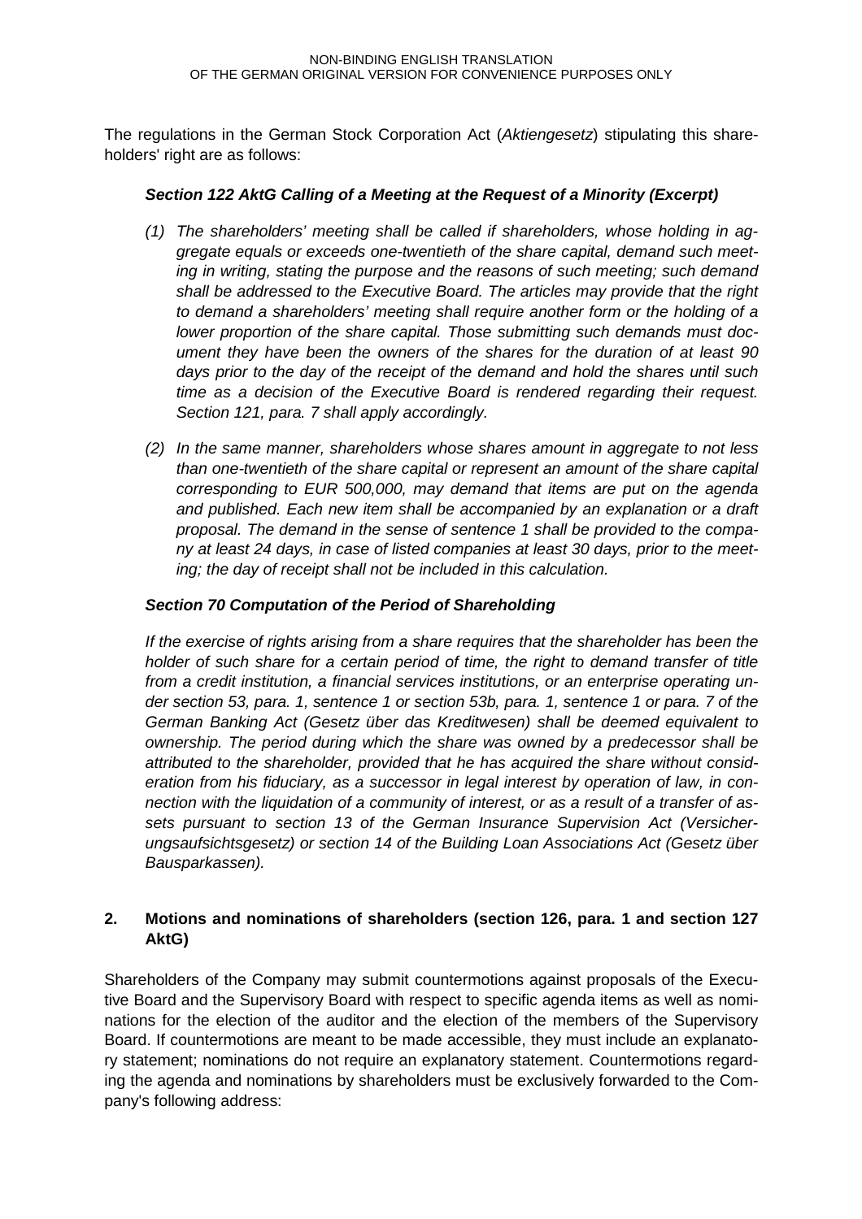The regulations in the German Stock Corporation Act (*Aktiengesetz*) stipulating this shareholders' right are as follows:

### *Section 122 AktG Calling of a Meeting at the Request of a Minority (Excerpt)*

*(1) The shareholders' meeting shall be called if shareholders, whose holding in aggregate equals or exceeds one-twentieth of the share capital, demand such meeting in writing, stating the purpose and the reasons of such meeting; such demand shall be addressed to the Executive Board. The articles may provide that the right to demand a shareholders' meeting shall require another form or the holding of a lower proportion of the share capital. Those submitting such demands must document they have been the owners of the shares for the duration of at least 90 days prior to the day of the receipt of the demand and hold the shares until such time as a decision of the Executive Board is rendered regarding their request. Section 121, para. 7 shall apply accordingly.*

*(2) In the same manner, shareholders whose shares amount in aggregate to not less than one-twentieth of the share capital or represent an amount of the share capital corresponding to EUR 500,000, may demand that items are put on the agenda and published. Each new item shall be accompanied by an explanation or a draft proposal. The demand in the sense of sentence 1 shall be provided to the company at least 24 days, in case of listed companies at least 30 days, prior to the meeting; the day of receipt shall not be included in this calculation.*

### *Section 70 Computation of the Period of Shareholding*

*If the exercise of rights arising from a share requires that the shareholder has been the holder of such share for a certain period of time, the right to demand transfer of title from a credit institution, a financial services institutions, or an enterprise operating under section 53, para. 1, sentence 1 or section 53b, para. 1, sentence 1 or para. 7 of the German Banking Act (Gesetz über das Kreditwesen) shall be deemed equivalent to ownership. The period during which the share was owned by a predecessor shall be attributed to the shareholder, provided that he has acquired the share without consideration from his fiduciary, as a successor in legal interest by operation of law, in connection with the liquidation of a community of interest, or as a result of a transfer of assets pursuant to section 13 of the German Insurance Supervision Act (Versicherungsaufsichtsgesetz) or section 14 of the Building Loan Associations Act (Gesetz über Bausparkassen).*

## 2. Motions and nominations of shareholders (section 126, para. 1 and section 127 AktG)

Shareholders of the Company may submit countermotions against proposals of the Executive Board and the Supervisory Board with respect to specific agenda items as well as nominations for the election of the auditor and the election of the members of the Supervisory Board. If countermotions are meant to be made accessible, they must include an explanatory statement; nominations do not require an explanatory statement. Countermotions regarding the agenda and nominations by shareholders must be exclusively forwarded to the Company's following address: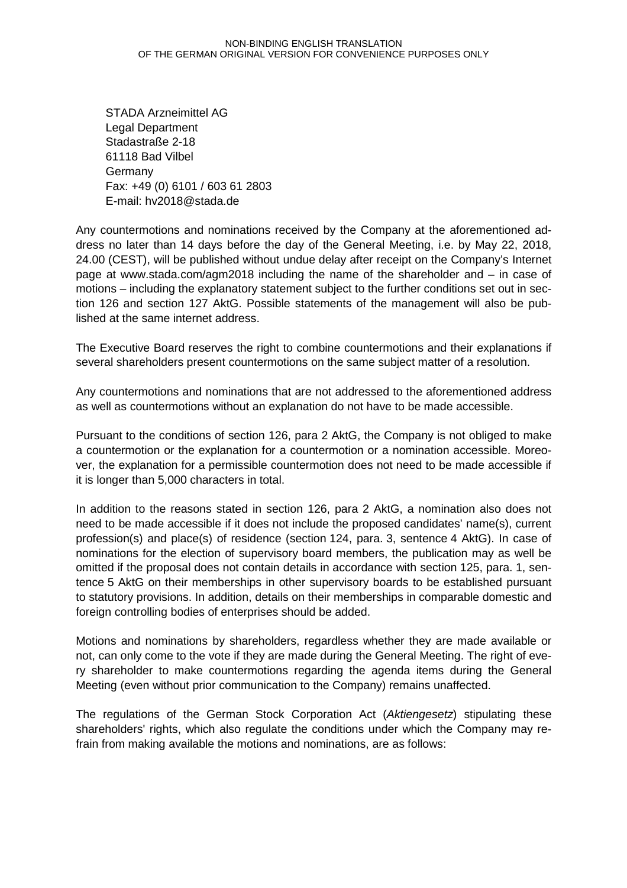STADA Arzneimittel AG
Legal Department
Stadastraße 2-18
61118 Bad Vilbel
Germany
Fax: +49 (0) 6101 / 603 61 2803
E-mail: hv2018@stada.de

Any countermotions and nominations received by the Company at the aforementioned address no later than 14 days before the day of the General Meeting, i.e. by May 22, 2018, 24.00 (CEST), will be published without undue delay after receipt on the Company's Internet page at www.stada.com/agm2018 including the name of the shareholder and – in case of motions – including the explanatory statement subject to the further conditions set out in section 126 and section 127 AktG. Possible statements of the management will also be published at the same internet address.

The Executive Board reserves the right to combine countermotions and their explanations if several shareholders present countermotions on the same subject matter of a resolution.

Any countermotions and nominations that are not addressed to the aforementioned address as well as countermotions without an explanation do not have to be made accessible.

Pursuant to the conditions of section 126, para 2 AktG, the Company is not obliged to make a countermotion or the explanation for a countermotion or a nomination accessible. Moreover, the explanation for a permissible countermotion does not need to be made accessible if it is longer than 5,000 characters in total.

In addition to the reasons stated in section 126, para 2 AktG, a nomination also does not need to be made accessible if it does not include the proposed candidates' name(s), current profession(s) and place(s) of residence (section 124, para. 3, sentence 4 AktG). In case of nominations for the election of supervisory board members, the publication may as well be omitted if the proposal does not contain details in accordance with section 125, para. 1, sentence 5 AktG on their memberships in other supervisory boards to be established pursuant to statutory provisions. In addition, details on their memberships in comparable domestic and foreign controlling bodies of enterprises should be added.

Motions and nominations by shareholders, regardless whether they are made available or not, can only come to the vote if they are made during the General Meeting. The right of every shareholder to make countermotions regarding the agenda items during the General Meeting (even without prior communication to the Company) remains unaffected.

The regulations of the German Stock Corporation Act (*Aktiengesetz*) stipulating these shareholders' rights, which also regulate the conditions under which the Company may refrain from making available the motions and nominations, are as follows: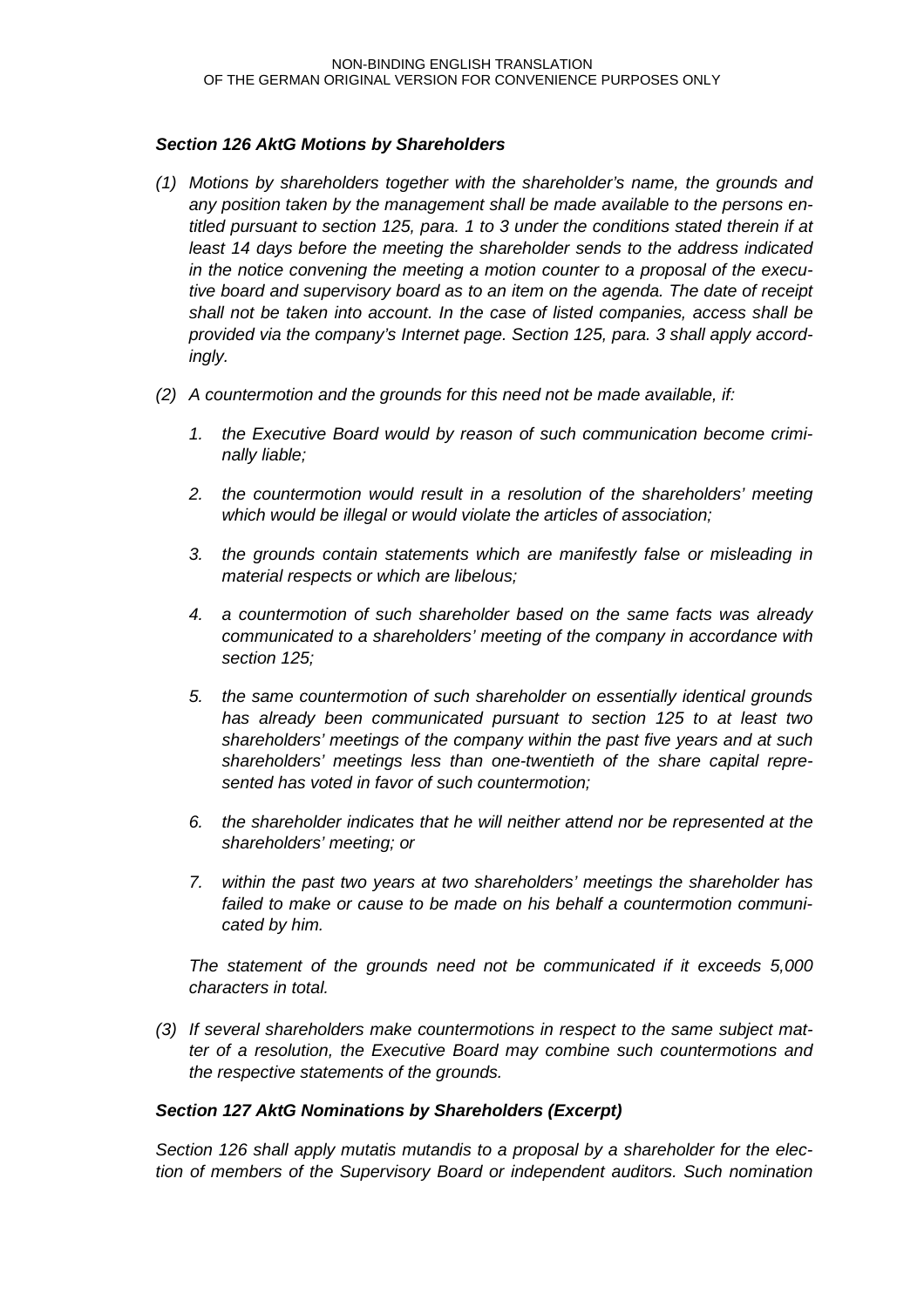### *Section 126 AktG Motions by Shareholders*

*(1) Motions by shareholders together with the shareholder's name, the grounds and any position taken by the management shall be made available to the persons entitled pursuant to section 125, para. 1 to 3 under the conditions stated therein if at least 14 days before the meeting the shareholder sends to the address indicated in the notice convening the meeting a motion counter to a proposal of the executive board and supervisory board as to an item on the agenda. The date of receipt shall not be taken into account. In the case of listed companies, access shall be provided via the company's Internet page. Section 125, para. 3 shall apply accordingly.*

*(2) A countermotion and the grounds for this need not be made available, if:*

*1. the Executive Board would by reason of such communication become criminally liable;*

*2. the countermotion would result in a resolution of the shareholders' meeting which would be illegal or would violate the articles of association;*

*3. the grounds contain statements which are manifestly false or misleading in material respects or which are libelous;*

*4. a countermotion of such shareholder based on the same facts was already communicated to a shareholders' meeting of the company in accordance with section 125;*

*5. the same countermotion of such shareholder on essentially identical grounds has already been communicated pursuant to section 125 to at least two shareholders' meetings of the company within the past five years and at such shareholders' meetings less than one-twentieth of the share capital represented has voted in favor of such countermotion;*

*6. the shareholder indicates that he will neither attend nor be represented at the shareholders' meeting; or*

*7. within the past two years at two shareholders' meetings the shareholder has failed to make or cause to be made on his behalf a countermotion communicated by him.*

*The statement of the grounds need not be communicated if it exceeds 5,000 characters in total.*

*(3) If several shareholders make countermotions in respect to the same subject matter of a resolution, the Executive Board may combine such countermotions and the respective statements of the grounds.*

### *Section 127 AktG Nominations by Shareholders (Excerpt)*

*Section 126 shall apply mutatis mutandis to a proposal by a shareholder for the election of members of the Supervisory Board or independent auditors. Such nomination*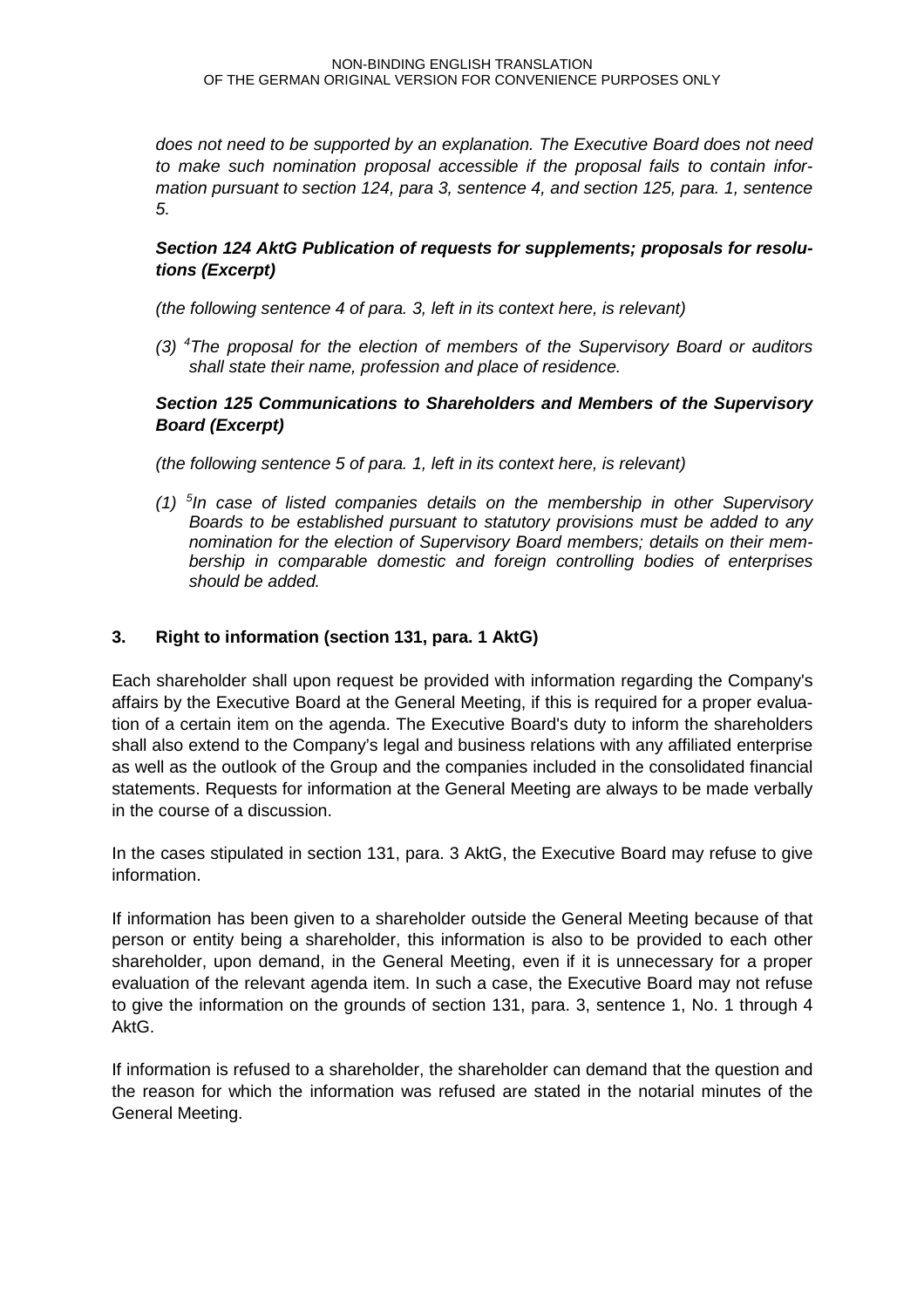*does not need to be supported by an explanation. The Executive Board does not need to make such nomination proposal accessible if the proposal fails to contain information pursuant to section 124, para 3, sentence 4, and section 125, para. 1, sentence 5.*

***Section 124 AktG Publication of requests for supplements; proposals for resolutions (Excerpt)***

*(the following sentence 4 of para. 3, left in its context here, is relevant)*

*(3) [4]The proposal for the election of members of the Supervisory Board or auditors shall state their name, profession and place of residence.*

***Section 125 Communications to Shareholders and Members of the Supervisory Board (Excerpt)***

*(the following sentence 5 of para. 1, left in its context here, is relevant)*

*(1) [5]In case of listed companies details on the membership in other Supervisory Boards to be established pursuant to statutory provisions must be added to any nomination for the election of Supervisory Board members; details on their membership in comparable domestic and foreign controlling bodies of enterprises should be added.*

## 3. Right to information (section 131, para. 1 AktG)

Each shareholder shall upon request be provided with information regarding the Company's affairs by the Executive Board at the General Meeting, if this is required for a proper evaluation of a certain item on the agenda. The Executive Board's duty to inform the shareholders shall also extend to the Company's legal and business relations with any affiliated enterprise as well as the outlook of the Group and the companies included in the consolidated financial statements. Requests for information at the General Meeting are always to be made verbally in the course of a discussion.

In the cases stipulated in section 131, para. 3 AktG, the Executive Board may refuse to give information.

If information has been given to a shareholder outside the General Meeting because of that person or entity being a shareholder, this information is also to be provided to each other shareholder, upon demand, in the General Meeting, even if it is unnecessary for a proper evaluation of the relevant agenda item. In such a case, the Executive Board may not refuse to give the information on the grounds of section 131, para. 3, sentence 1, No. 1 through 4 AktG.

If information is refused to a shareholder, the shareholder can demand that the question and the reason for which the information was refused are stated in the notarial minutes of the General Meeting.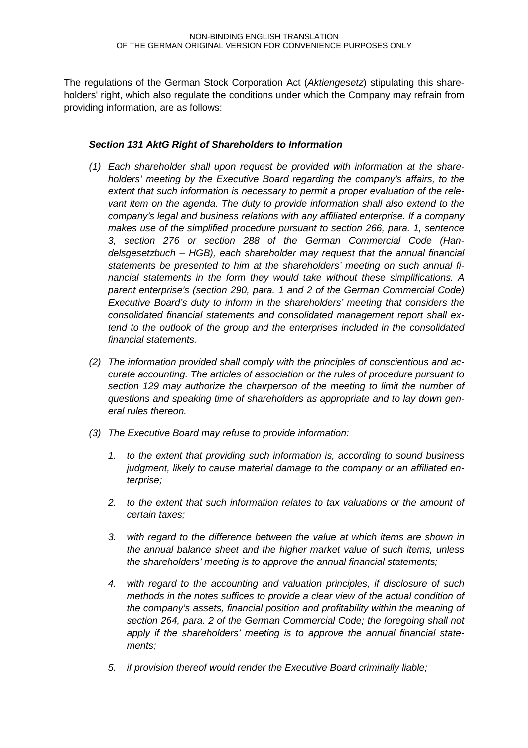The regulations of the German Stock Corporation Act (*Aktiengesetz*) stipulating this shareholders' right, which also regulate the conditions under which the Company may refrain from providing information, are as follows:

***Section 131 AktG Right of Shareholders to Information***

*(1) Each shareholder shall upon request be provided with information at the shareholders' meeting by the Executive Board regarding the company's affairs, to the extent that such information is necessary to permit a proper evaluation of the relevant item on the agenda. The duty to provide information shall also extend to the company's legal and business relations with any affiliated enterprise. If a company makes use of the simplified procedure pursuant to section 266, para. 1, sentence 3, section 276 or section 288 of the German Commercial Code (Handelsgesetzbuch – HGB), each shareholder may request that the annual financial statements be presented to him at the shareholders' meeting on such annual financial statements in the form they would take without these simplifications. A parent enterprise's (section 290, para. 1 and 2 of the German Commercial Code) Executive Board's duty to inform in the shareholders' meeting that considers the consolidated financial statements and consolidated management report shall extend to the outlook of the group and the enterprises included in the consolidated financial statements.*

*(2) The information provided shall comply with the principles of conscientious and accurate accounting. The articles of association or the rules of procedure pursuant to section 129 may authorize the chairperson of the meeting to limit the number of questions and speaking time of shareholders as appropriate and to lay down general rules thereon.*

*(3) The Executive Board may refuse to provide information:*

1. *to the extent that providing such information is, according to sound business judgment, likely to cause material damage to the company or an affiliated enterprise;*
2. *to the extent that such information relates to tax valuations or the amount of certain taxes;*
3. *with regard to the difference between the value at which items are shown in the annual balance sheet and the higher market value of such items, unless the shareholders' meeting is to approve the annual financial statements;*
4. *with regard to the accounting and valuation principles, if disclosure of such methods in the notes suffices to provide a clear view of the actual condition of the company's assets, financial position and profitability within the meaning of section 264, para. 2 of the German Commercial Code; the foregoing shall not apply if the shareholders' meeting is to approve the annual financial statements;*
5. *if provision thereof would render the Executive Board criminally liable;*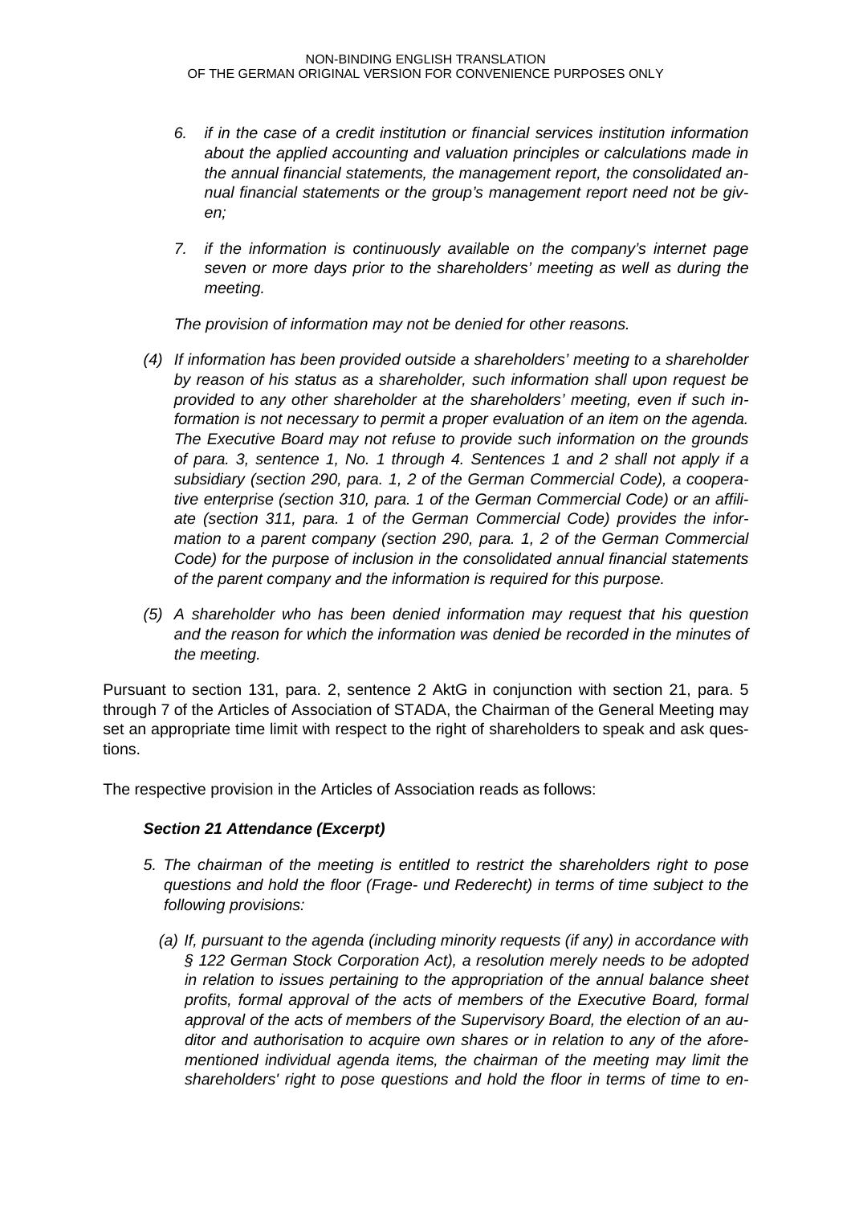*6. if in the case of a credit institution or financial services institution information about the applied accounting and valuation principles or calculations made in the annual financial statements, the management report, the consolidated annual financial statements or the group's management report need not be given;*

*7. if the information is continuously available on the company's internet page seven or more days prior to the shareholders' meeting as well as during the meeting.*

*The provision of information may not be denied for other reasons.*

*(4) If information has been provided outside a shareholders' meeting to a shareholder by reason of his status as a shareholder, such information shall upon request be provided to any other shareholder at the shareholders' meeting, even if such information is not necessary to permit a proper evaluation of an item on the agenda. The Executive Board may not refuse to provide such information on the grounds of para. 3, sentence 1, No. 1 through 4. Sentences 1 and 2 shall not apply if a subsidiary (section 290, para. 1, 2 of the German Commercial Code), a cooperative enterprise (section 310, para. 1 of the German Commercial Code) or an affiliate (section 311, para. 1 of the German Commercial Code) provides the information to a parent company (section 290, para. 1, 2 of the German Commercial Code) for the purpose of inclusion in the consolidated annual financial statements of the parent company and the information is required for this purpose.*

*(5) A shareholder who has been denied information may request that his question and the reason for which the information was denied be recorded in the minutes of the meeting.*

Pursuant to section 131, para. 2, sentence 2 AktG in conjunction with section 21, para. 5 through 7 of the Articles of Association of STADA, the Chairman of the General Meeting may set an appropriate time limit with respect to the right of shareholders to speak and ask questions.

The respective provision in the Articles of Association reads as follows:

***Section 21 Attendance (Excerpt)***

*5. The chairman of the meeting is entitled to restrict the shareholders right to pose questions and hold the floor (Frage- und Rederecht) in terms of time subject to the following provisions:*

*(a) If, pursuant to the agenda (including minority requests (if any) in accordance with § 122 German Stock Corporation Act), a resolution merely needs to be adopted in relation to issues pertaining to the appropriation of the annual balance sheet profits, formal approval of the acts of members of the Executive Board, formal approval of the acts of members of the Supervisory Board, the election of an auditor and authorisation to acquire own shares or in relation to any of the aforementioned individual agenda items, the chairman of the meeting may limit the shareholders' right to pose questions and hold the floor in terms of time to en-*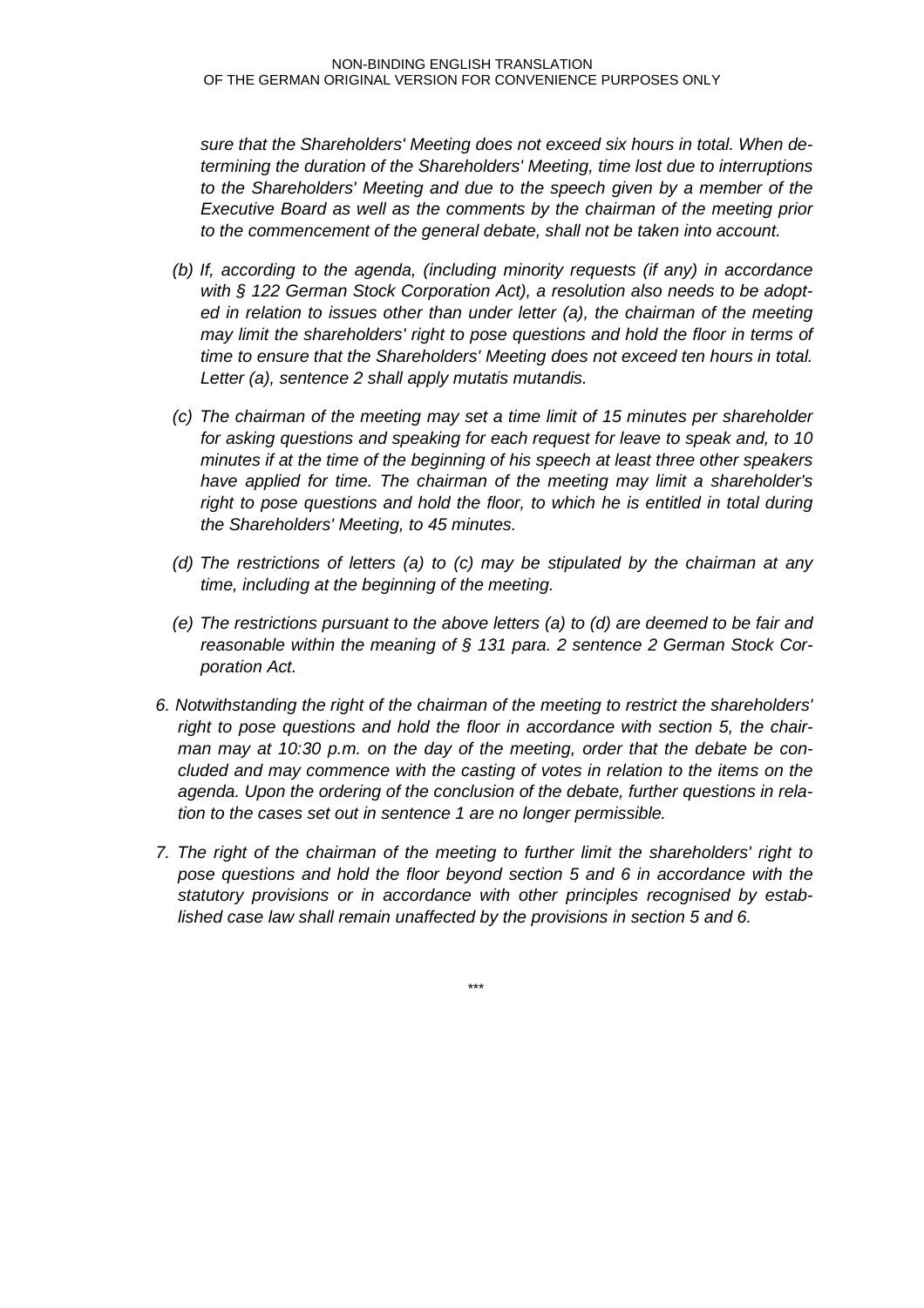*sure that the Shareholders' Meeting does not exceed six hours in total. When determining the duration of the Shareholders' Meeting, time lost due to interruptions to the Shareholders' Meeting and due to the speech given by a member of the Executive Board as well as the comments by the chairman of the meeting prior to the commencement of the general debate, shall not be taken into account.*

*(b) If, according to the agenda, (including minority requests (if any) in accordance with § 122 German Stock Corporation Act), a resolution also needs to be adopted in relation to issues other than under letter (a), the chairman of the meeting may limit the shareholders' right to pose questions and hold the floor in terms of time to ensure that the Shareholders' Meeting does not exceed ten hours in total. Letter (a), sentence 2 shall apply mutatis mutandis.*

*(c) The chairman of the meeting may set a time limit of 15 minutes per shareholder for asking questions and speaking for each request for leave to speak and, to 10 minutes if at the time of the beginning of his speech at least three other speakers have applied for time. The chairman of the meeting may limit a shareholder's right to pose questions and hold the floor, to which he is entitled in total during the Shareholders' Meeting, to 45 minutes.*

*(d) The restrictions of letters (a) to (c) may be stipulated by the chairman at any time, including at the beginning of the meeting.*

*(e) The restrictions pursuant to the above letters (a) to (d) are deemed to be fair and reasonable within the meaning of § 131 para. 2 sentence 2 German Stock Corporation Act.*

*6. Notwithstanding the right of the chairman of the meeting to restrict the shareholders' right to pose questions and hold the floor in accordance with section 5, the chairman may at 10:30 p.m. on the day of the meeting, order that the debate be concluded and may commence with the casting of votes in relation to the items on the agenda. Upon the ordering of the conclusion of the debate, further questions in relation to the cases set out in sentence 1 are no longer permissible.*

*7. The right of the chairman of the meeting to further limit the shareholders' right to pose questions and hold the floor beyond section 5 and 6 in accordance with the statutory provisions or in accordance with other principles recognised by established case law shall remain unaffected by the provisions in section 5 and 6.*

***